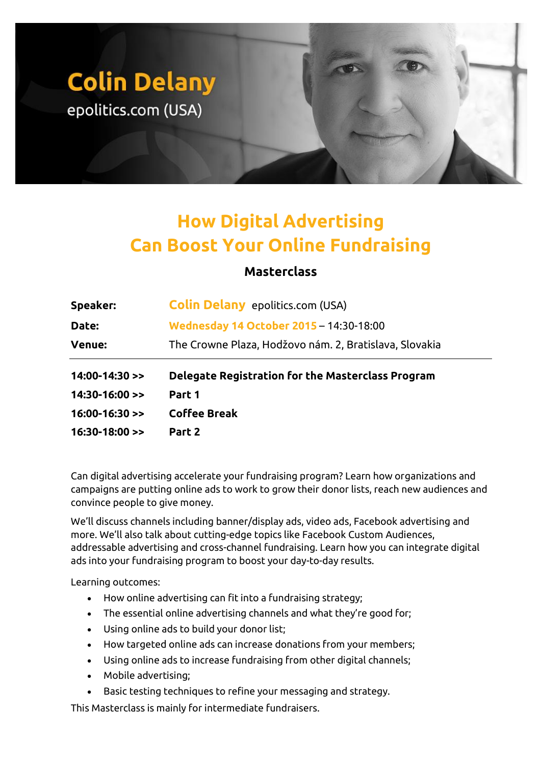# Colin Delany

epolitics.com (USA)

## How Digital Advertising Can Boost Your Online Fundraising

### Masterclass

| | |
|---|---|
| **Speaker:** | **Colin Delany** epolitics.com (USA) |
| **Date:** | **Wednesday 14 October 2015** – 14:30-18:00 |
| **Venue:** | The Crowne Plaza, Hodžovo nám. 2, Bratislava, Slovakia |

| | |
|---|---|
| **14:00-14:30 >>** | **Delegate Registration for the Masterclass Program** |
| **14:30-16:00 >>** | **Part 1** |
| **16:00-16:30 >>** | **Coffee Break** |
| **16:30-18:00 >>** | **Part 2** |

Can digital advertising accelerate your fundraising program? Learn how organizations and campaigns are putting online ads to work to grow their donor lists, reach new audiences and convince people to give money.

We'll discuss channels including banner/display ads, video ads, Facebook advertising and more. We'll also talk about cutting-edge topics like Facebook Custom Audiences, addressable advertising and cross-channel fundraising. Learn how you can integrate digital ads into your fundraising program to boost your day-to-day results.

Learning outcomes:

- How online advertising can fit into a fundraising strategy;
- The essential online advertising channels and what they're good for;
- Using online ads to build your donor list;
- How targeted online ads can increase donations from your members;
- Using online ads to increase fundraising from other digital channels;
- Mobile advertising;
- Basic testing techniques to refine your messaging and strategy.

This Masterclass is mainly for intermediate fundraisers.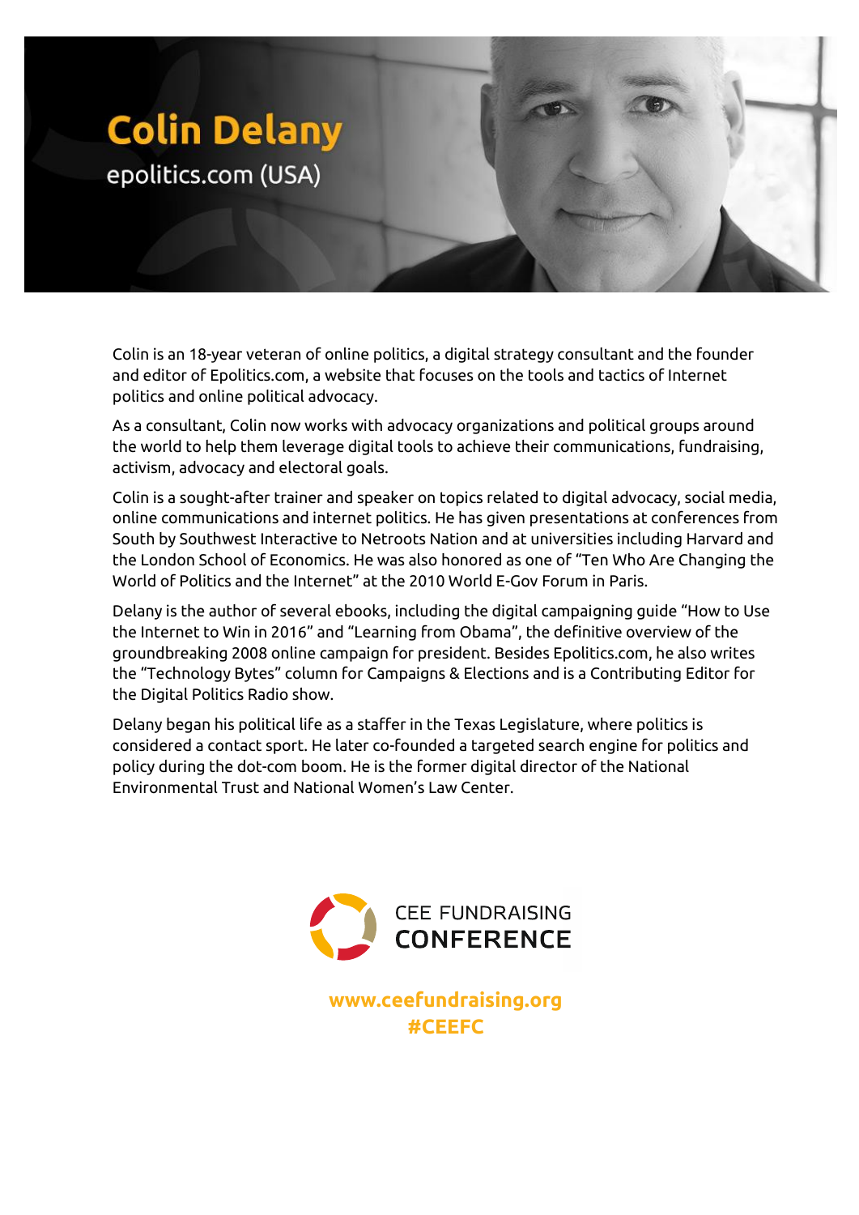# Colin Delany

epolitics.com (USA)

Colin is an 18-year veteran of online politics, a digital strategy consultant and the founder and editor of Epolitics.com, a website that focuses on the tools and tactics of Internet politics and online political advocacy.

As a consultant, Colin now works with advocacy organizations and political groups around the world to help them leverage digital tools to achieve their communications, fundraising, activism, advocacy and electoral goals.

Colin is a sought-after trainer and speaker on topics related to digital advocacy, social media, online communications and internet politics. He has given presentations at conferences from South by Southwest Interactive to Netroots Nation and at universities including Harvard and the London School of Economics. He was also honored as one of "Ten Who Are Changing the World of Politics and the Internet" at the 2010 World E-Gov Forum in Paris.

Delany is the author of several ebooks, including the digital campaigning guide "How to Use the Internet to Win in 2016" and "Learning from Obama", the definitive overview of the groundbreaking 2008 online campaign for president. Besides Epolitics.com, he also writes the "Technology Bytes" column for Campaigns & Elections and is a Contributing Editor for the Digital Politics Radio show.

Delany began his political life as a staffer in the Texas Legislature, where politics is considered a contact sport. He later co-founded a targeted search engine for politics and policy during the dot-com boom. He is the former digital director of the National Environmental Trust and National Women's Law Center.

CEE FUNDRAISING CONFERENCE

**www.ceefundraising.org**
**#CEEFC**